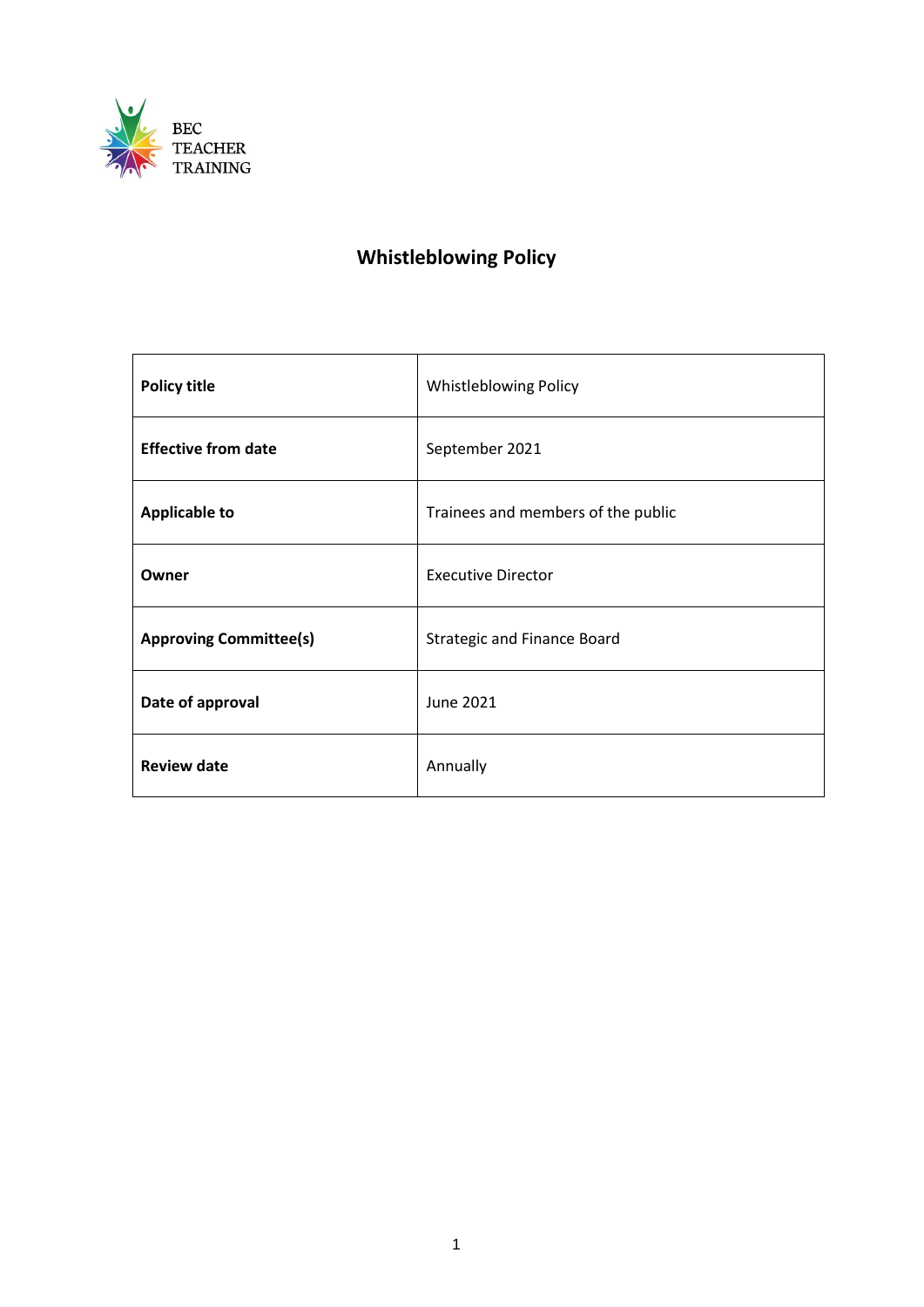BEC
TEACHER
TRAINING

# Whistleblowing Policy

| Policy title | Whistleblowing Policy |
|---|---|
| **Effective from date** | September 2021 |
| **Applicable to** | Trainees and members of the public |
| **Owner** | Executive Director |
| **Approving Committee(s)** | Strategic and Finance Board |
| **Date of approval** | June 2021 |
| **Review date** | Annually |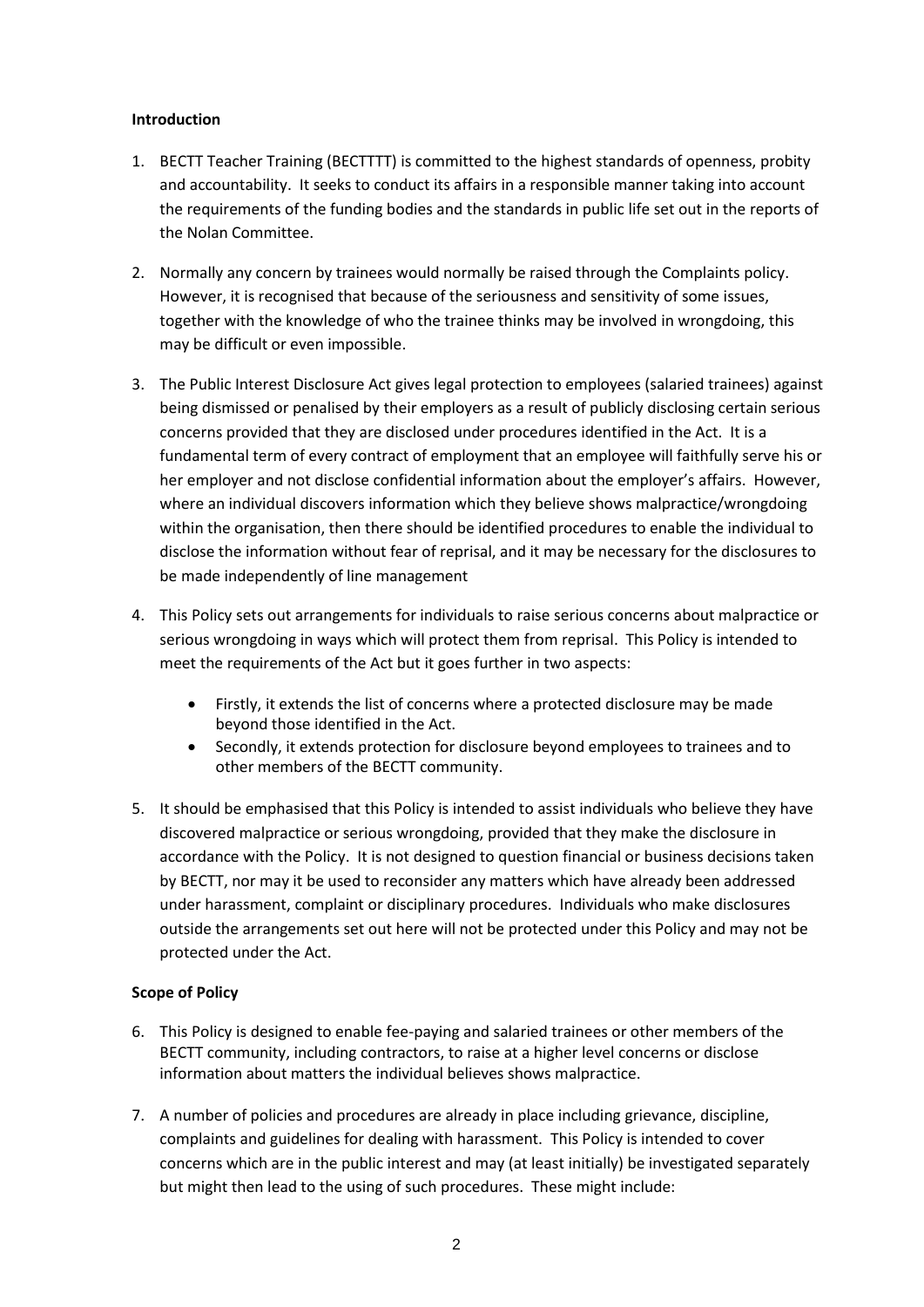**Introduction**

1. BECTT Teacher Training (BECTTTT) is committed to the highest standards of openness, probity and accountability. It seeks to conduct its affairs in a responsible manner taking into account the requirements of the funding bodies and the standards in public life set out in the reports of the Nolan Committee.

2. Normally any concern by trainees would normally be raised through the Complaints policy. However, it is recognised that because of the seriousness and sensitivity of some issues, together with the knowledge of who the trainee thinks may be involved in wrongdoing, this may be difficult or even impossible.

3. The Public Interest Disclosure Act gives legal protection to employees (salaried trainees) against being dismissed or penalised by their employers as a result of publicly disclosing certain serious concerns provided that they are disclosed under procedures identified in the Act. It is a fundamental term of every contract of employment that an employee will faithfully serve his or her employer and not disclose confidential information about the employer's affairs. However, where an individual discovers information which they believe shows malpractice/wrongdoing within the organisation, then there should be identified procedures to enable the individual to disclose the information without fear of reprisal, and it may be necessary for the disclosures to be made independently of line management

4. This Policy sets out arrangements for individuals to raise serious concerns about malpractice or serious wrongdoing in ways which will protect them from reprisal. This Policy is intended to meet the requirements of the Act but it goes further in two aspects:

   - Firstly, it extends the list of concerns where a protected disclosure may be made beyond those identified in the Act.
   - Secondly, it extends protection for disclosure beyond employees to trainees and to other members of the BECTT community.

5. It should be emphasised that this Policy is intended to assist individuals who believe they have discovered malpractice or serious wrongdoing, provided that they make the disclosure in accordance with the Policy. It is not designed to question financial or business decisions taken by BECTT, nor may it be used to reconsider any matters which have already been addressed under harassment, complaint or disciplinary procedures. Individuals who make disclosures outside the arrangements set out here will not be protected under this Policy and may not be protected under the Act.

**Scope of Policy**

6. This Policy is designed to enable fee-paying and salaried trainees or other members of the BECTT community, including contractors, to raise at a higher level concerns or disclose information about matters the individual believes shows malpractice.

7. A number of policies and procedures are already in place including grievance, discipline, complaints and guidelines for dealing with harassment. This Policy is intended to cover concerns which are in the public interest and may (at least initially) be investigated separately but might then lead to the using of such procedures. These might include: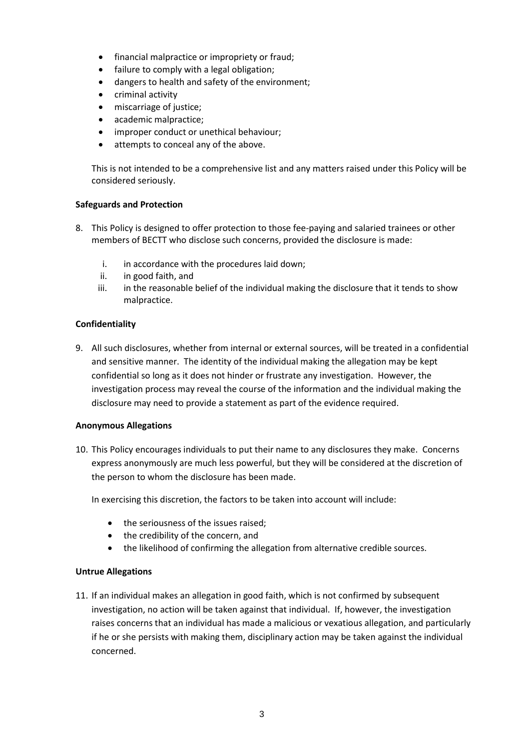- financial malpractice or impropriety or fraud;
- failure to comply with a legal obligation;
- dangers to health and safety of the environment;
- criminal activity
- miscarriage of justice;
- academic malpractice;
- improper conduct or unethical behaviour;
- attempts to conceal any of the above.

This is not intended to be a comprehensive list and any matters raised under this Policy will be considered seriously.

**Safeguards and Protection**

8. This Policy is designed to offer protection to those fee-paying and salaried trainees or other members of BECTT who disclose such concerns, provided the disclosure is made:

   i. in accordance with the procedures laid down;
   ii. in good faith, and
   iii. in the reasonable belief of the individual making the disclosure that it tends to show malpractice.

**Confidentiality**

9. All such disclosures, whether from internal or external sources, will be treated in a confidential and sensitive manner. The identity of the individual making the allegation may be kept confidential so long as it does not hinder or frustrate any investigation. However, the investigation process may reveal the course of the information and the individual making the disclosure may need to provide a statement as part of the evidence required.

**Anonymous Allegations**

10. This Policy encourages individuals to put their name to any disclosures they make. Concerns express anonymously are much less powerful, but they will be considered at the discretion of the person to whom the disclosure has been made.

    In exercising this discretion, the factors to be taken into account will include:

    - the seriousness of the issues raised;
    - the credibility of the concern, and
    - the likelihood of confirming the allegation from alternative credible sources.

**Untrue Allegations**

11. If an individual makes an allegation in good faith, which is not confirmed by subsequent investigation, no action will be taken against that individual. If, however, the investigation raises concerns that an individual has made a malicious or vexatious allegation, and particularly if he or she persists with making them, disciplinary action may be taken against the individual concerned.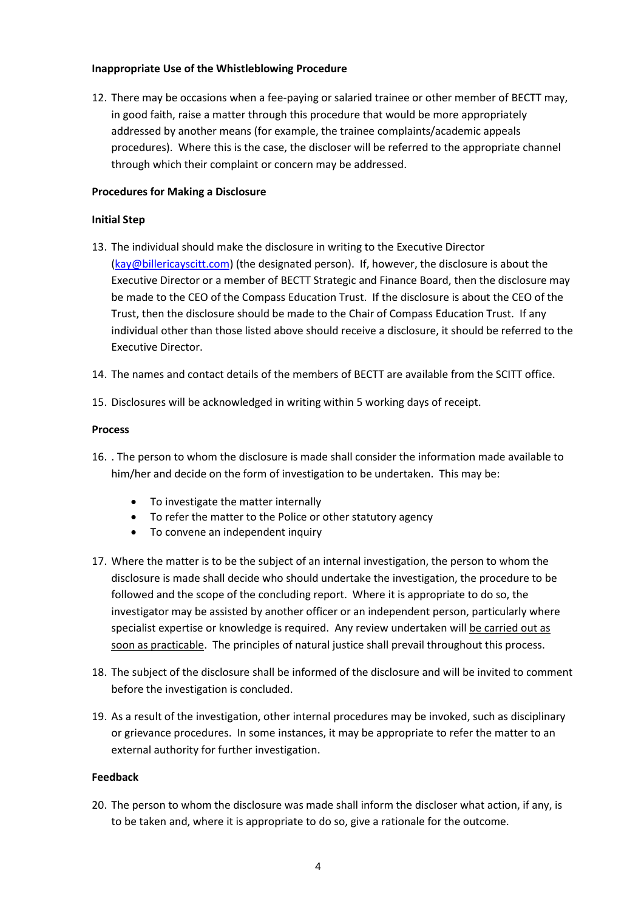**Inappropriate Use of the Whistleblowing Procedure**

12. There may be occasions when a fee-paying or salaried trainee or other member of BECTT may, in good faith, raise a matter through this procedure that would be more appropriately addressed by another means (for example, the trainee complaints/academic appeals procedures). Where this is the case, the discloser will be referred to the appropriate channel through which their complaint or concern may be addressed.

**Procedures for Making a Disclosure**

**Initial Step**

13. The individual should make the disclosure in writing to the Executive Director (kay@billericayscitt.com) (the designated person). If, however, the disclosure is about the Executive Director or a member of BECTT Strategic and Finance Board, then the disclosure may be made to the CEO of the Compass Education Trust. If the disclosure is about the CEO of the Trust, then the disclosure should be made to the Chair of Compass Education Trust. If any individual other than those listed above should receive a disclosure, it should be referred to the Executive Director.

14. The names and contact details of the members of BECTT are available from the SCITT office.

15. Disclosures will be acknowledged in writing within 5 working days of receipt.

**Process**

16. . The person to whom the disclosure is made shall consider the information made available to him/her and decide on the form of investigation to be undertaken. This may be:

    - To investigate the matter internally
    - To refer the matter to the Police or other statutory agency
    - To convene an independent inquiry

17. Where the matter is to be the subject of an internal investigation, the person to whom the disclosure is made shall decide who should undertake the investigation, the procedure to be followed and the scope of the concluding report. Where it is appropriate to do so, the investigator may be assisted by another officer or an independent person, particularly where specialist expertise or knowledge is required. Any review undertaken will <u>be carried out as soon as practicable</u>. The principles of natural justice shall prevail throughout this process.

18. The subject of the disclosure shall be informed of the disclosure and will be invited to comment before the investigation is concluded.

19. As a result of the investigation, other internal procedures may be invoked, such as disciplinary or grievance procedures. In some instances, it may be appropriate to refer the matter to an external authority for further investigation.

**Feedback**

20. The person to whom the disclosure was made shall inform the discloser what action, if any, is to be taken and, where it is appropriate to do so, give a rationale for the outcome.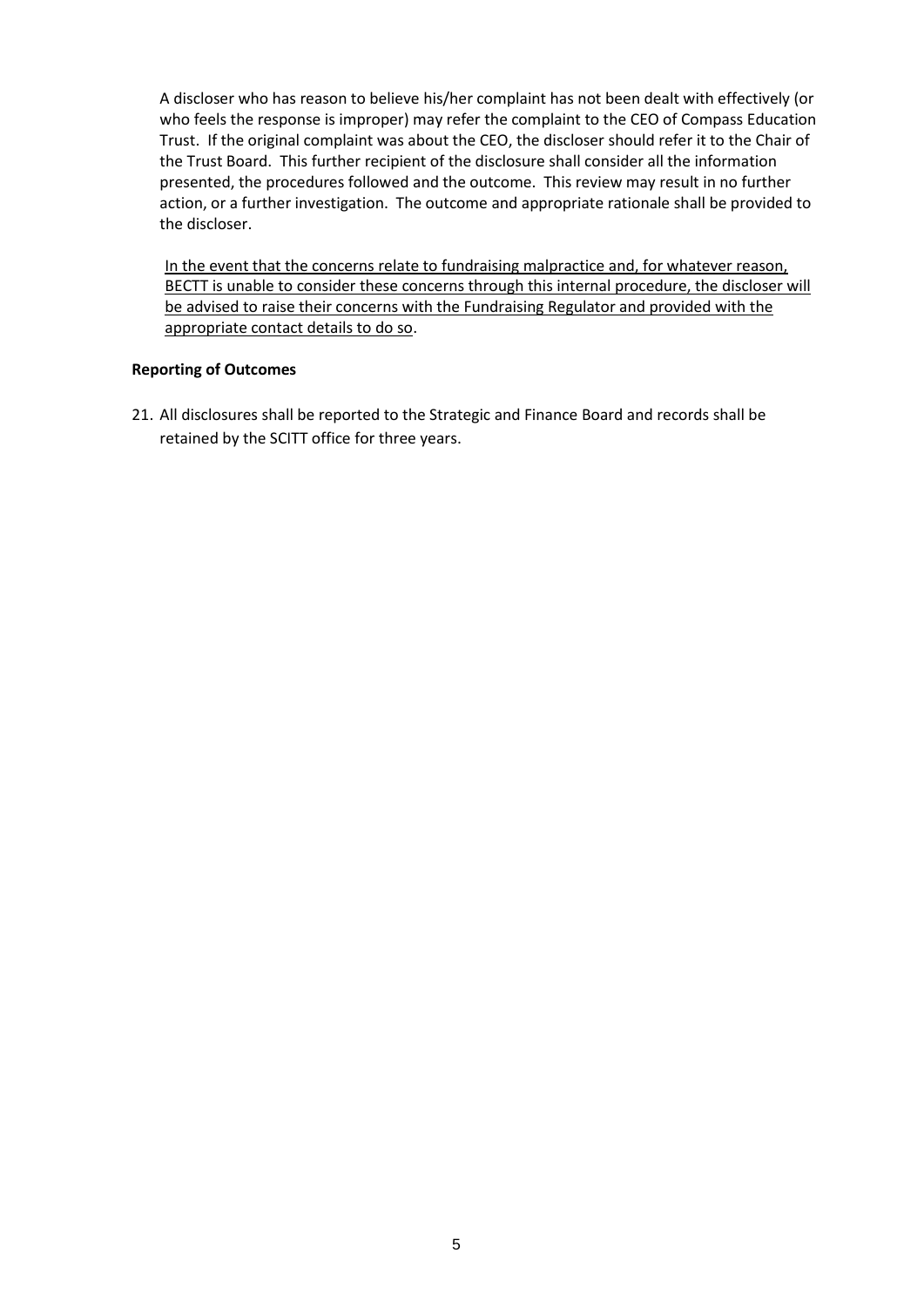A discloser who has reason to believe his/her complaint has not been dealt with effectively (or who feels the response is improper) may refer the complaint to the CEO of Compass Education Trust. If the original complaint was about the CEO, the discloser should refer it to the Chair of the Trust Board. This further recipient of the disclosure shall consider all the information presented, the procedures followed and the outcome. This review may result in no further action, or a further investigation. The outcome and appropriate rationale shall be provided to the discloser.

<u>In the event that the concerns relate to fundraising malpractice and, for whatever reason, BECTT is unable to consider these concerns through this internal procedure, the discloser will be advised to raise their concerns with the Fundraising Regulator and provided with the appropriate contact details to do so</u>.

**Reporting of Outcomes**

21. All disclosures shall be reported to the Strategic and Finance Board and records shall be retained by the SCITT office for three years.